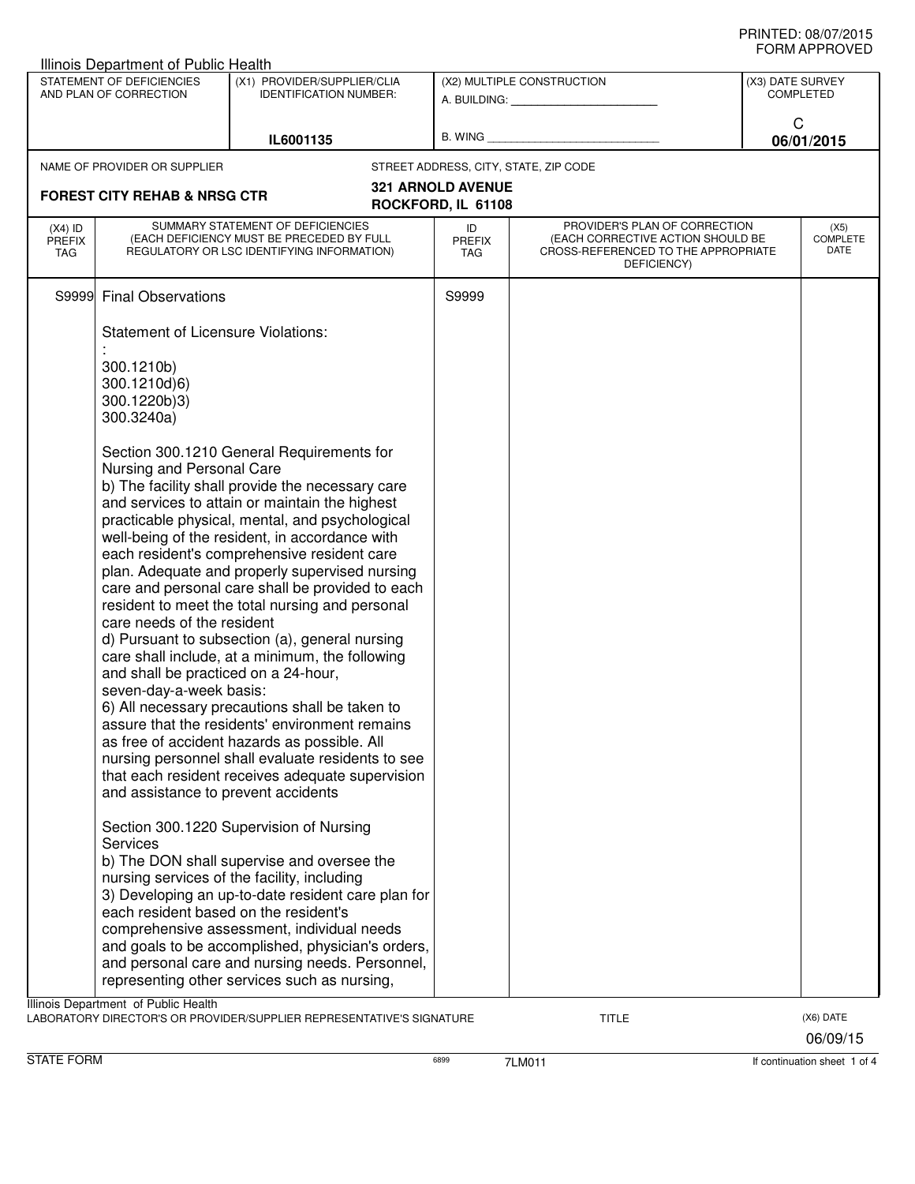PRINTED: 08/07/2015
FORM APPROVED

Illinois Department of Public Health

| STATEMENT OF DEFICIENCIES AND PLAN OF CORRECTION | (X1) PROVIDER/SUPPLIER/CLIA IDENTIFICATION NUMBER: | (X2) MULTIPLE CONSTRUCTION | (X3) DATE SURVEY COMPLETED |
|---|---|---|---|
| | IL6001135 | A. BUILDING: ______ B. WING ______ | C 06/01/2015 |

NAME OF PROVIDER OR SUPPLIER: **FOREST CITY REHAB & NRSG CTR**

STREET ADDRESS, CITY, STATE, ZIP CODE: **321 ARNOLD AVENUE, ROCKFORD, IL 61108**

| (X4) ID PREFIX TAG | SUMMARY STATEMENT OF DEFICIENCIES (EACH DEFICIENCY MUST BE PRECEDED BY FULL REGULATORY OR LSC IDENTIFYING INFORMATION) | ID PREFIX TAG | PROVIDER'S PLAN OF CORRECTION (EACH CORRECTIVE ACTION SHOULD BE CROSS-REFERENCED TO THE APPROPRIATE DEFICIENCY) | (X5) COMPLETE DATE |
|---|---|---|---|---|
| S9999 | Final Observations | S9999 | | |

Statement of Licensure Violations:

:

300.1210b)
300.1210d)6)
300.1220b)3)
300.3240a)

Section 300.1210 General Requirements for Nursing and Personal Care

b) The facility shall provide the necessary care and services to attain or maintain the highest practicable physical, mental, and psychological well-being of the resident, in accordance with each resident's comprehensive resident care plan. Adequate and properly supervised nursing care and personal care shall be provided to each resident to meet the total nursing and personal care needs of the resident

d) Pursuant to subsection (a), general nursing care shall include, at a minimum, the following and shall be practiced on a 24-hour, seven-day-a-week basis:

6) All necessary precautions shall be taken to assure that the residents' environment remains as free of accident hazards as possible. All nursing personnel shall evaluate residents to see that each resident receives adequate supervision and assistance to prevent accidents

Section 300.1220 Supervision of Nursing Services

b) The DON shall supervise and oversee the nursing services of the facility, including

3) Developing an up-to-date resident care plan for each resident based on the resident's comprehensive assessment, individual needs and goals to be accomplished, physician's orders, and personal care and nursing needs. Personnel, representing other services such as nursing,

Illinois Department of Public Health

LABORATORY DIRECTOR'S OR PROVIDER/SUPPLIER REPRESENTATIVE'S SIGNATURE | TITLE | (X6) DATE 06/09/15

STATE FORM 6899 7LM011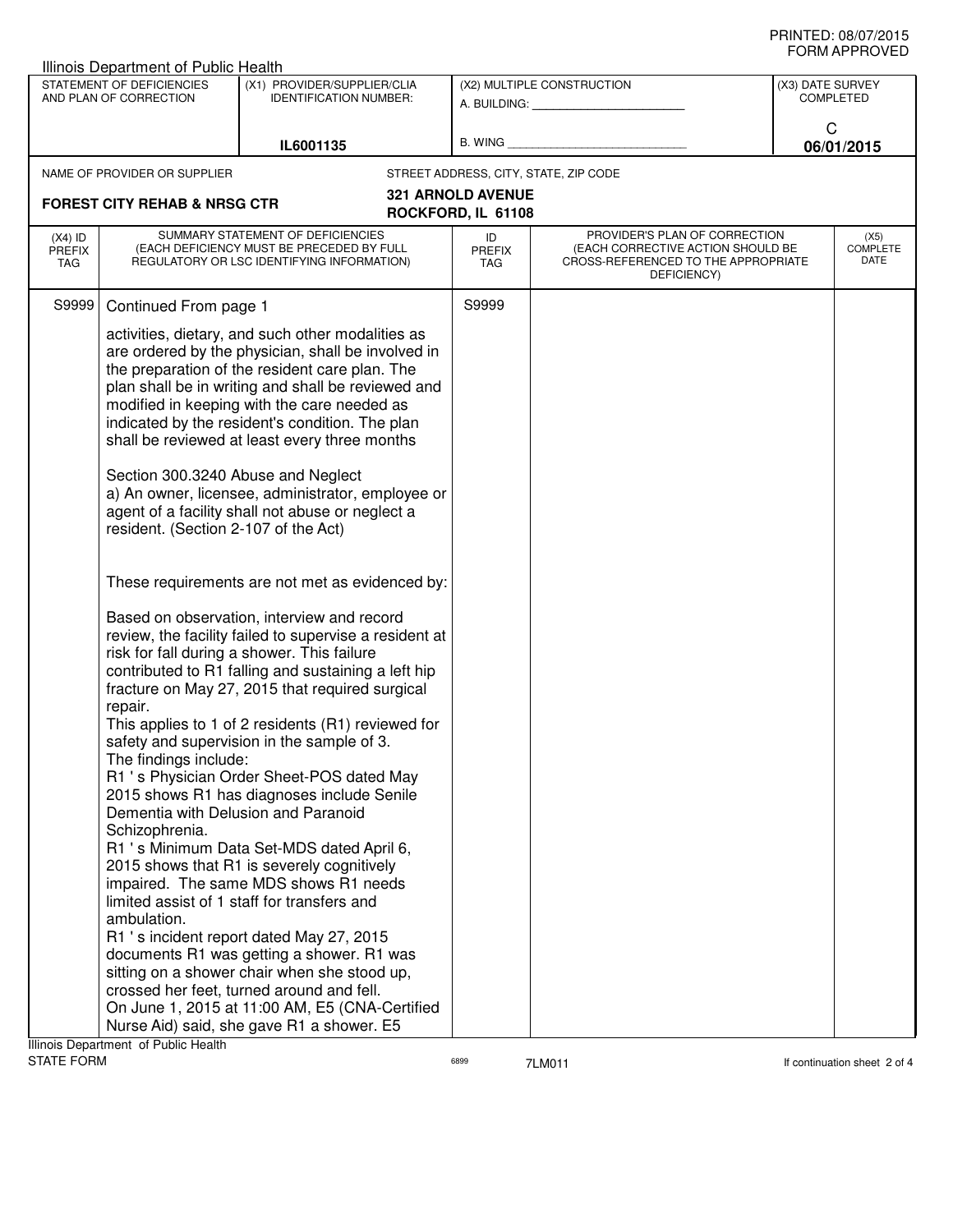PRINTED: 08/07/2015
FORM APPROVED

Illinois Department of Public Health

| STATEMENT OF DEFICIENCIES AND PLAN OF CORRECTION | (X1) PROVIDER/SUPPLIER/CLIA IDENTIFICATION NUMBER: | (X2) MULTIPLE CONSTRUCTION | (X3) DATE SURVEY COMPLETED |
|---|---|---|---|
| | IL6001135 | A. BUILDING: ______ B. WING ______ | C 06/01/2015 |

NAME OF PROVIDER OR SUPPLIER: **FOREST CITY REHAB & NRSG CTR**

STREET ADDRESS, CITY, STATE, ZIP CODE: **321 ARNOLD AVENUE ROCKFORD, IL 61108**

| (X4) ID PREFIX TAG | SUMMARY STATEMENT OF DEFICIENCIES (EACH DEFICIENCY MUST BE PRECEDED BY FULL REGULATORY OR LSC IDENTIFYING INFORMATION) | ID PREFIX TAG | PROVIDER'S PLAN OF CORRECTION (EACH CORRECTIVE ACTION SHOULD BE CROSS-REFERENCED TO THE APPROPRIATE DEFICIENCY) | (X5) COMPLETE DATE |
|---|---|---|---|---|
| S9999 | Continued From page 1 | S9999 | | |

activities, dietary, and such other modalities as are ordered by the physician, shall be involved in the preparation of the resident care plan. The plan shall be in writing and shall be reviewed and modified in keeping with the care needed as indicated by the resident's condition. The plan shall be reviewed at least every three months

Section 300.3240 Abuse and Neglect
a) An owner, licensee, administrator, employee or agent of a facility shall not abuse or neglect a resident. (Section 2-107 of the Act)

These requirements are not met as evidenced by:

Based on observation, interview and record review, the facility failed to supervise a resident at risk for fall during a shower. This failure contributed to R1 falling and sustaining a left hip fracture on May 27, 2015 that required surgical repair.
This applies to 1 of 2 residents (R1) reviewed for safety and supervision in the sample of 3.
The findings include:
R1 ' s Physician Order Sheet-POS dated May 2015 shows R1 has diagnoses include Senile Dementia with Delusion and Paranoid Schizophrenia.
R1 ' s Minimum Data Set-MDS dated April 6, 2015 shows that R1 is severely cognitively impaired. The same MDS shows R1 needs limited assist of 1 staff for transfers and ambulation.
R1 ' s incident report dated May 27, 2015 documents R1 was getting a shower. R1 was sitting on a shower chair when she stood up, crossed her feet, turned around and fell.
On June 1, 2015 at 11:00 AM, E5 (CNA-Certified Nurse Aid) said, she gave R1 a shower. E5

Illinois Department of Public Health
STATE FORM 6899 7LM011 If continuation sheet 2 of 4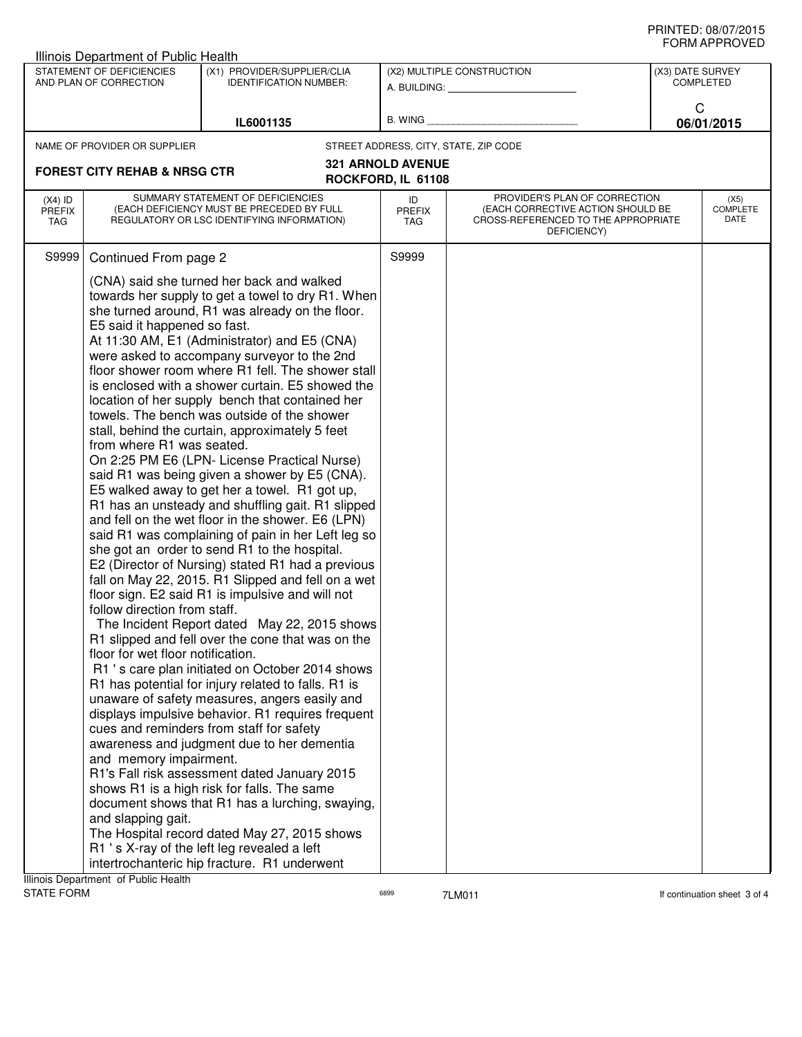Illinois Department of Public Health

| STATEMENT OF DEFICIENCIES AND PLAN OF CORRECTION | (X1) PROVIDER/SUPPLIER/CLIA IDENTIFICATION NUMBER: | (X2) MULTIPLE CONSTRUCTION | (X3) DATE SURVEY COMPLETED |
|---|---|---|---|
| | IL6001135 | A. BUILDING: ______ B. WING ______ | C 06/01/2015 |

NAME OF PROVIDER OR SUPPLIER: **FOREST CITY REHAB & NRSG CTR**

STREET ADDRESS, CITY, STATE, ZIP CODE: **321 ARNOLD AVENUE ROCKFORD, IL 61108**

| (X4) ID PREFIX TAG | SUMMARY STATEMENT OF DEFICIENCIES (EACH DEFICIENCY MUST BE PRECEDED BY FULL REGULATORY OR LSC IDENTIFYING INFORMATION) | ID PREFIX TAG | PROVIDER'S PLAN OF CORRECTION (EACH CORRECTIVE ACTION SHOULD BE CROSS-REFERENCED TO THE APPROPRIATE DEFICIENCY) | (X5) COMPLETE DATE |
|---|---|---|---|---|
| S9999 | Continued From page 2<br><br>(CNA) said she turned her back and walked towards her supply to get a towel to dry R1. When she turned around, R1 was already on the floor. E5 said it happened so fast.<br>At 11:30 AM, E1 (Administrator) and E5 (CNA) were asked to accompany surveyor to the 2nd floor shower room where R1 fell. The shower stall is enclosed with a shower curtain. E5 showed the location of her supply bench that contained her towels. The bench was outside of the shower stall, behind the curtain, approximately 5 feet from where R1 was seated.<br>On 2:25 PM E6 (LPN- License Practical Nurse) said R1 was being given a shower by E5 (CNA). E5 walked away to get her a towel. R1 got up, R1 has an unsteady and shuffling gait. R1 slipped and fell on the wet floor in the shower. E6 (LPN) said R1 was complaining of pain in her Left leg so she got an order to send R1 to the hospital.<br>E2 (Director of Nursing) stated R1 had a previous fall on May 22, 2015. R1 Slipped and fell on a wet floor sign. E2 said R1 is impulsive and will not follow direction from staff.<br>The Incident Report dated May 22, 2015 shows R1 slipped and fell over the cone that was on the floor for wet floor notification.<br>R1 ' s care plan initiated on October 2014 shows R1 has potential for injury related to falls. R1 is unaware of safety measures, angers easily and displays impulsive behavior. R1 requires frequent cues and reminders from staff for safety awareness and judgment due to her dementia and memory impairment.<br>R1's Fall risk assessment dated January 2015 shows R1 is a high risk for falls. The same document shows that R1 has a lurching, swaying, and slapping gait.<br>The Hospital record dated May 27, 2015 shows R1 ' s X-ray of the left leg revealed a left intertrochanteric hip fracture. R1 underwent | S9999 | | |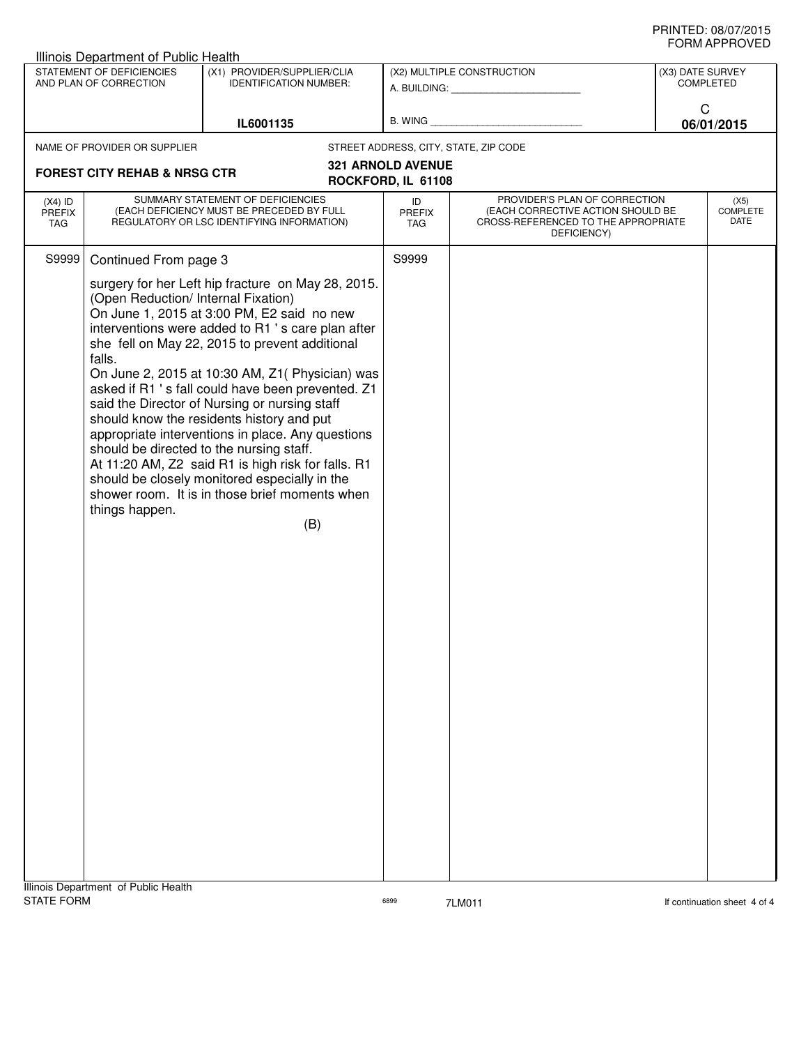PRINTED: 08/07/2015
FORM APPROVED

Illinois Department of Public Health

| STATEMENT OF DEFICIENCIES AND PLAN OF CORRECTION | (X1) PROVIDER/SUPPLIER/CLIA IDENTIFICATION NUMBER: | (X2) MULTIPLE CONSTRUCTION | (X3) DATE SURVEY COMPLETED |
|---|---|---|---|
| | IL6001135 | A. BUILDING: ______ B. WING ______ | C 06/01/2015 |

| NAME OF PROVIDER OR SUPPLIER | STREET ADDRESS, CITY, STATE, ZIP CODE |
|---|---|
| FOREST CITY REHAB & NRSG CTR | 321 ARNOLD AVENUE ROCKFORD, IL 61108 |

| (X4) ID PREFIX TAG | SUMMARY STATEMENT OF DEFICIENCIES (EACH DEFICIENCY MUST BE PRECEDED BY FULL REGULATORY OR LSC IDENTIFYING INFORMATION) | ID PREFIX TAG | PROVIDER'S PLAN OF CORRECTION (EACH CORRECTIVE ACTION SHOULD BE CROSS-REFERENCED TO THE APPROPRIATE DEFICIENCY) | (X5) COMPLETE DATE |
|---|---|---|---|---|
| S9999 | Continued From page 3<br><br>surgery for her Left hip fracture on May 28, 2015. (Open Reduction/ Internal Fixation)<br>On June 1, 2015 at 3:00 PM, E2 said no new interventions were added to R1 ' s care plan after she fell on May 22, 2015 to prevent additional falls.<br>On June 2, 2015 at 10:30 AM, Z1( Physician) was asked if R1 ' s fall could have been prevented. Z1 said the Director of Nursing or nursing staff should know the residents history and put appropriate interventions in place. Any questions should be directed to the nursing staff.<br>At 11:20 AM, Z2 said R1 is high risk for falls. R1 should be closely monitored especially in the shower room. It is in those brief moments when things happen.<br><br>(B) | S9999 | | |

Illinois Department of Public Health
STATE FORM 6899 7LM011